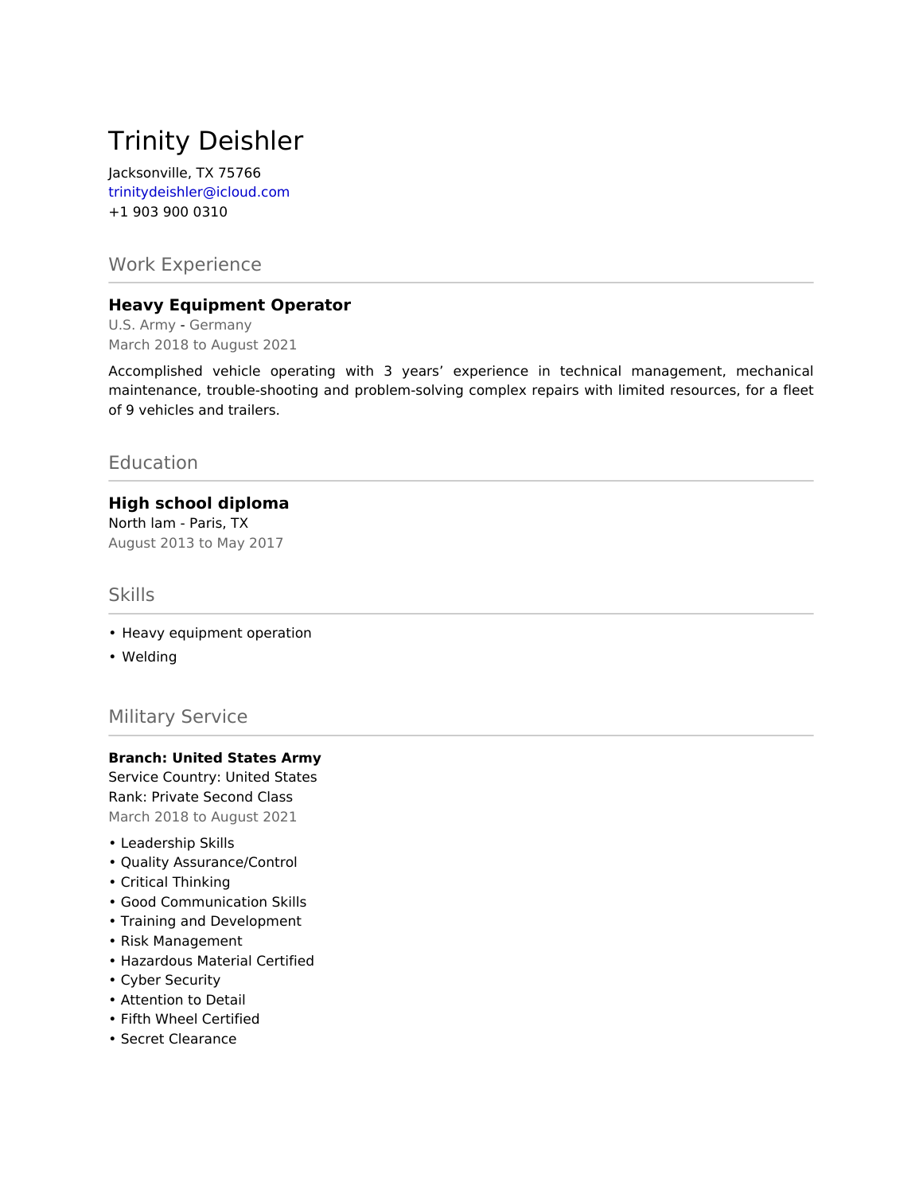# Trinity Deishler

Jacksonville, TX 75766
trinitydeishler@icloud.com
+1 903 900 0310

## Work Experience

### Heavy Equipment Operator

U.S. Army - Germany
March 2018 to August 2021

Accomplished vehicle operating with 3 years' experience in technical management, mechanical maintenance, trouble-shooting and problem-solving complex repairs with limited resources, for a fleet of 9 vehicles and trailers.

## Education

### High school diploma

North lam - Paris, TX
August 2013 to May 2017

## Skills

- Heavy equipment operation
- Welding

## Military Service

**Branch: United States Army**
Service Country: United States
Rank: Private Second Class
March 2018 to August 2021

- Leadership Skills
- Quality Assurance/Control
- Critical Thinking
- Good Communication Skills
- Training and Development
- Risk Management
- Hazardous Material Certified
- Cyber Security
- Attention to Detail
- Fifth Wheel Certified
- Secret Clearance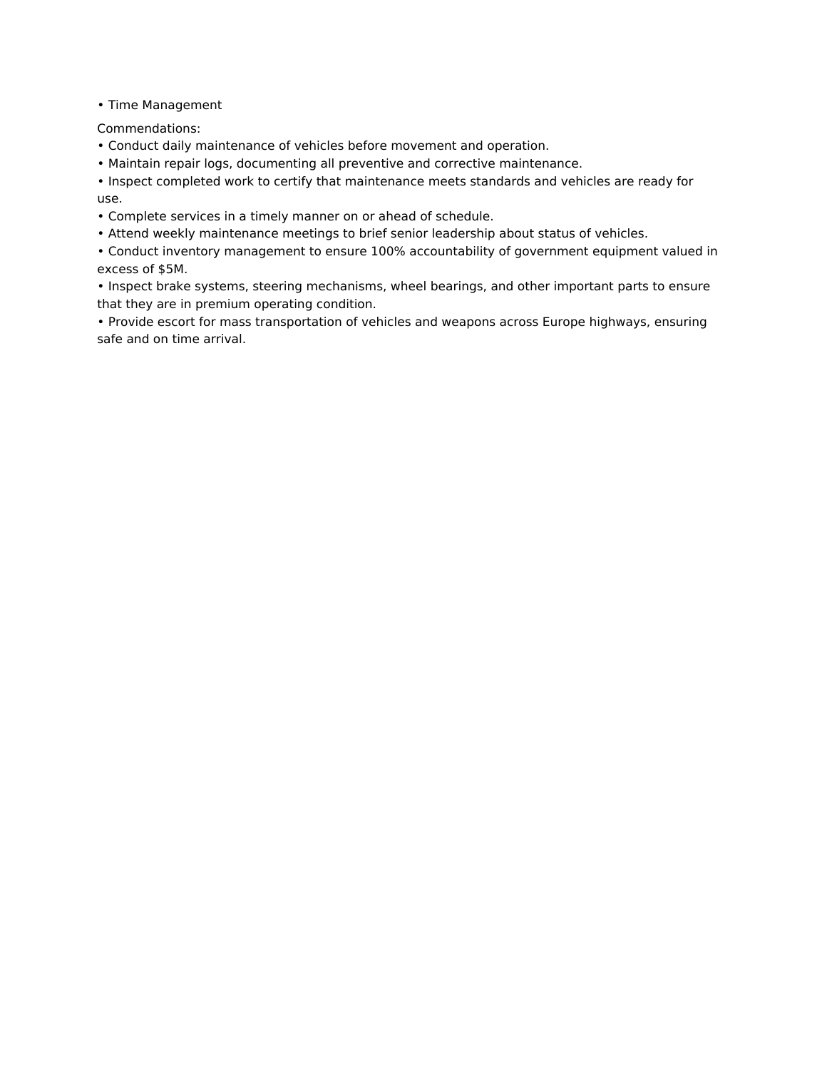- Time Management

Commendations:

- Conduct daily maintenance of vehicles before movement and operation.
- Maintain repair logs, documenting all preventive and corrective maintenance.
- Inspect completed work to certify that maintenance meets standards and vehicles are ready for use.
- Complete services in a timely manner on or ahead of schedule.
- Attend weekly maintenance meetings to brief senior leadership about status of vehicles.
- Conduct inventory management to ensure 100% accountability of government equipment valued in excess of $5M.
- Inspect brake systems, steering mechanisms, wheel bearings, and other important parts to ensure that they are in premium operating condition.
- Provide escort for mass transportation of vehicles and weapons across Europe highways, ensuring safe and on time arrival.